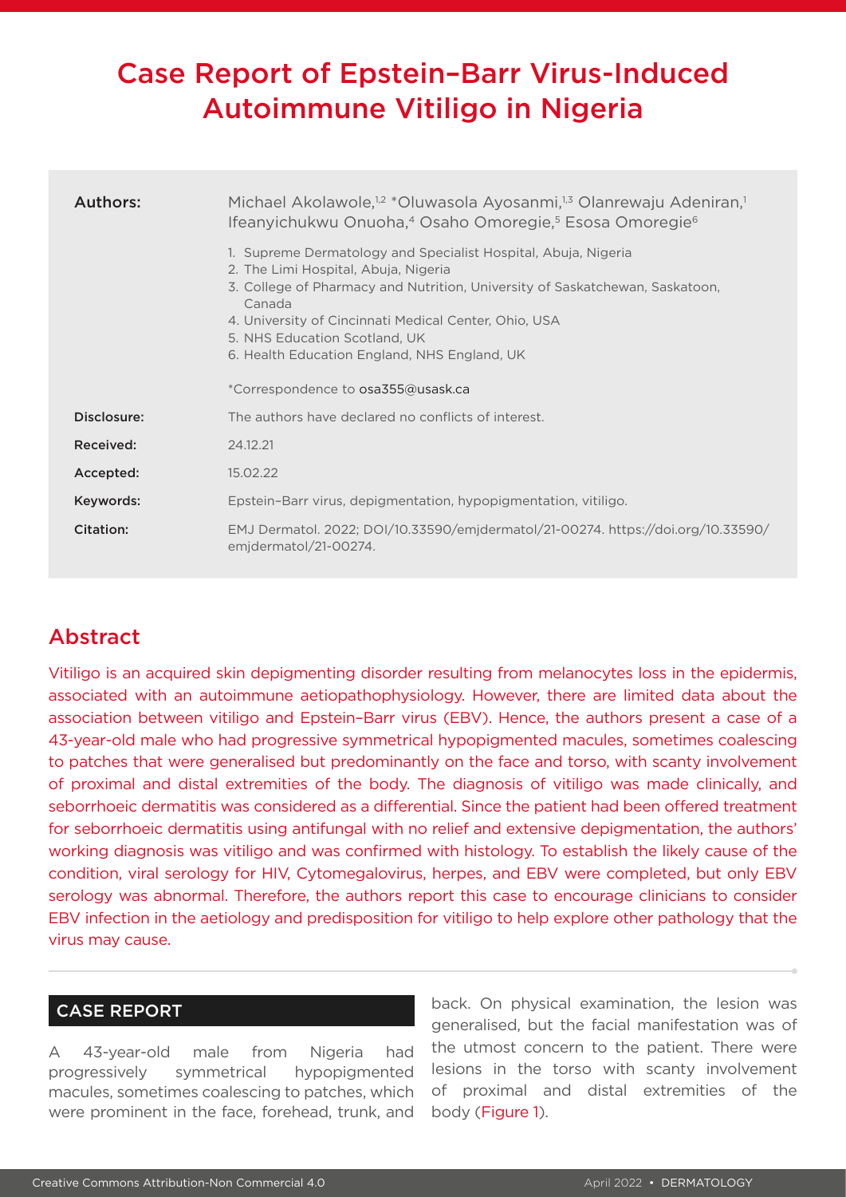# Case Report of Epstein–Barr Virus-Induced Autoimmune Vitiligo in Nigeria

| | |
|---|---|
| **Authors:** | Michael Akolawole,[1,2] *Oluwasola Ayosanmi,[1,3] Olanrewaju Adeniran,[1] Ifeanyichukwu Onuoha,[4] Osaho Omoregie,[5] Esosa Omoregie[6] |
| | 1. Supreme Dermatology and Specialist Hospital, Abuja, Nigeria<br>2. The Limi Hospital, Abuja, Nigeria<br>3. College of Pharmacy and Nutrition, University of Saskatchewan, Saskatoon, Canada<br>4. University of Cincinnati Medical Center, Ohio, USA<br>5. NHS Education Scotland, UK<br>6. Health Education England, NHS England, UK |
| | *Correspondence to osa355@usask.ca |
| **Disclosure:** | The authors have declared no conflicts of interest. |
| **Received:** | 24.12.21 |
| **Accepted:** | 15.02.22 |
| **Keywords:** | Epstein–Barr virus, depigmentation, hypopigmentation, vitiligo. |
| **Citation:** | EMJ Dermatol. 2022; DOI/10.33590/emjdermatol/21-00274. https://doi.org/10.33590/emjdermatol/21-00274. |

## Abstract

Vitiligo is an acquired skin depigmenting disorder resulting from melanocytes loss in the epidermis, associated with an autoimmune aetiopathophysiology. However, there are limited data about the association between vitiligo and Epstein–Barr virus (EBV). Hence, the authors present a case of a 43-year-old male who had progressive symmetrical hypopigmented macules, sometimes coalescing to patches that were generalised but predominantly on the face and torso, with scanty involvement of proximal and distal extremities of the body. The diagnosis of vitiligo was made clinically, and seborrhoeic dermatitis was considered as a differential. Since the patient had been offered treatment for seborrhoeic dermatitis using antifungal with no relief and extensive depigmentation, the authors' working diagnosis was vitiligo and was confirmed with histology. To establish the likely cause of the condition, viral serology for HIV, Cytomegalovirus, herpes, and EBV were completed, but only EBV serology was abnormal. Therefore, the authors report this case to encourage clinicians to consider EBV infection in the aetiology and predisposition for vitiligo to help explore other pathology that the virus may cause.

## CASE REPORT

A 43-year-old male from Nigeria had progressively symmetrical hypopigmented macules, sometimes coalescing to patches, which were prominent in the face, forehead, trunk, and back. On physical examination, the lesion was generalised, but the facial manifestation was of the utmost concern to the patient. There were lesions in the torso with scanty involvement of proximal and distal extremities of the body (Figure 1).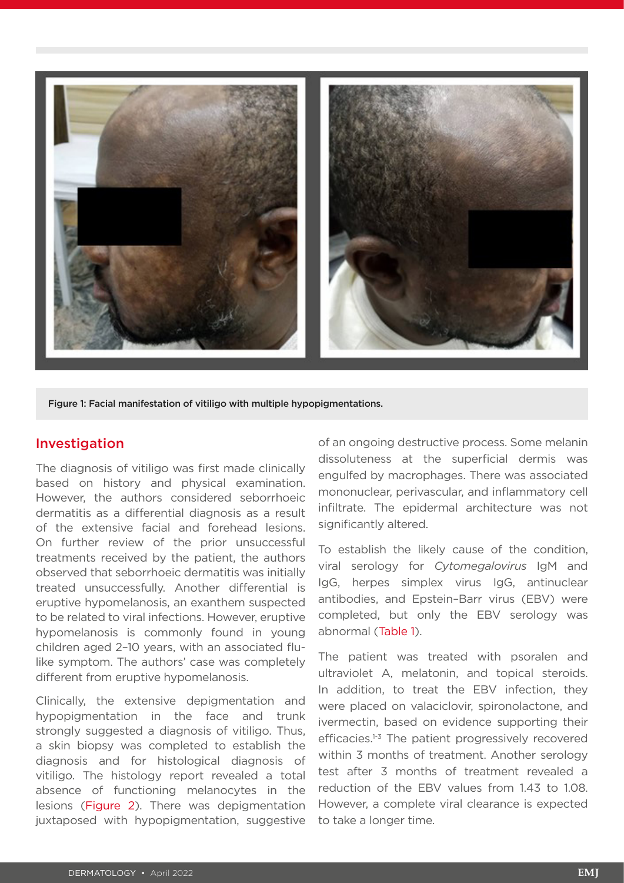Figure 1: Facial manifestation of vitiligo with multiple hypopigmentations.

## Investigation

The diagnosis of vitiligo was first made clinically based on history and physical examination. However, the authors considered seborrhoeic dermatitis as a differential diagnosis as a result of the extensive facial and forehead lesions. On further review of the prior unsuccessful treatments received by the patient, the authors observed that seborrhoeic dermatitis was initially treated unsuccessfully. Another differential is eruptive hypomelanosis, an exanthem suspected to be related to viral infections. However, eruptive hypomelanosis is commonly found in young children aged 2–10 years, with an associated flu-like symptom. The authors' case was completely different from eruptive hypomelanosis.

Clinically, the extensive depigmentation and hypopigmentation in the face and trunk strongly suggested a diagnosis of vitiligo. Thus, a skin biopsy was completed to establish the diagnosis and for histological diagnosis of vitiligo. The histology report revealed a total absence of functioning melanocytes in the lesions (Figure 2). There was depigmentation juxtaposed with hypopigmentation, suggestive of an ongoing destructive process. Some melanin dissoluteness at the superficial dermis was engulfed by macrophages. There was associated mononuclear, perivascular, and inflammatory cell infiltrate. The epidermal architecture was not significantly altered.

To establish the likely cause of the condition, viral serology for *Cytomegalovirus* IgM and IgG, herpes simplex virus IgG, antinuclear antibodies, and Epstein–Barr virus (EBV) were completed, but only the EBV serology was abnormal (Table 1).

The patient was treated with psoralen and ultraviolet A, melatonin, and topical steroids. In addition, to treat the EBV infection, they were placed on valaciclovir, spironolactone, and ivermectin, based on evidence supporting their efficacies.[1-3] The patient progressively recovered within 3 months of treatment. Another serology test after 3 months of treatment revealed a reduction of the EBV values from 1.43 to 1.08. However, a complete viral clearance is expected to take a longer time.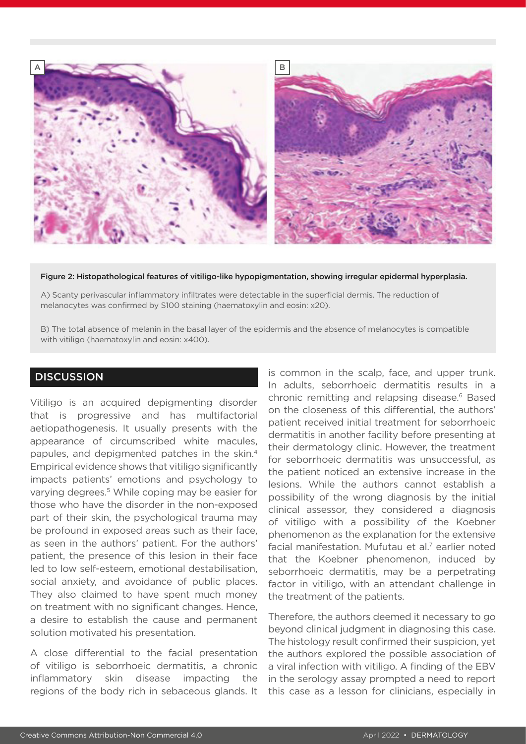Figure 2: Histopathological features of vitiligo-like hypopigmentation, showing irregular epidermal hyperplasia.

A) Scanty perivascular inflammatory infiltrates were detectable in the superficial dermis. The reduction of melanocytes was confirmed by S100 staining (haematoxylin and eosin: x20).

B) The total absence of melanin in the basal layer of the epidermis and the absence of melanocytes is compatible with vitiligo (haematoxylin and eosin: x400).

## DISCUSSION

Vitiligo is an acquired depigmenting disorder that is progressive and has multifactorial aetiopathogenesis. It usually presents with the appearance of circumscribed white macules, papules, and depigmented patches in the skin.[4] Empirical evidence shows that vitiligo significantly impacts patients' emotions and psychology to varying degrees.[5] While coping may be easier for those who have the disorder in the non-exposed part of their skin, the psychological trauma may be profound in exposed areas such as their face, as seen in the authors' patient. For the authors' patient, the presence of this lesion in their face led to low self-esteem, emotional destabilisation, social anxiety, and avoidance of public places. They also claimed to have spent much money on treatment with no significant changes. Hence, a desire to establish the cause and permanent solution motivated his presentation.

A close differential to the facial presentation of vitiligo is seborrhoeic dermatitis, a chronic inflammatory skin disease impacting the regions of the body rich in sebaceous glands. It is common in the scalp, face, and upper trunk. In adults, seborrhoeic dermatitis results in a chronic remitting and relapsing disease.[6] Based on the closeness of this differential, the authors' patient received initial treatment for seborrhoeic dermatitis in another facility before presenting at their dermatology clinic. However, the treatment for seborrhoeic dermatitis was unsuccessful, as the patient noticed an extensive increase in the lesions. While the authors cannot establish a possibility of the wrong diagnosis by the initial clinical assessor, they considered a diagnosis of vitiligo with a possibility of the Koebner phenomenon as the explanation for the extensive facial manifestation. Mufutau et al.[7] earlier noted that the Koebner phenomenon, induced by seborrhoeic dermatitis, may be a perpetrating factor in vitiligo, with an attendant challenge in the treatment of the patients.

Therefore, the authors deemed it necessary to go beyond clinical judgment in diagnosing this case. The histology result confirmed their suspicion, yet the authors explored the possible association of a viral infection with vitiligo. A finding of the EBV in the serology assay prompted a need to report this case as a lesson for clinicians, especially in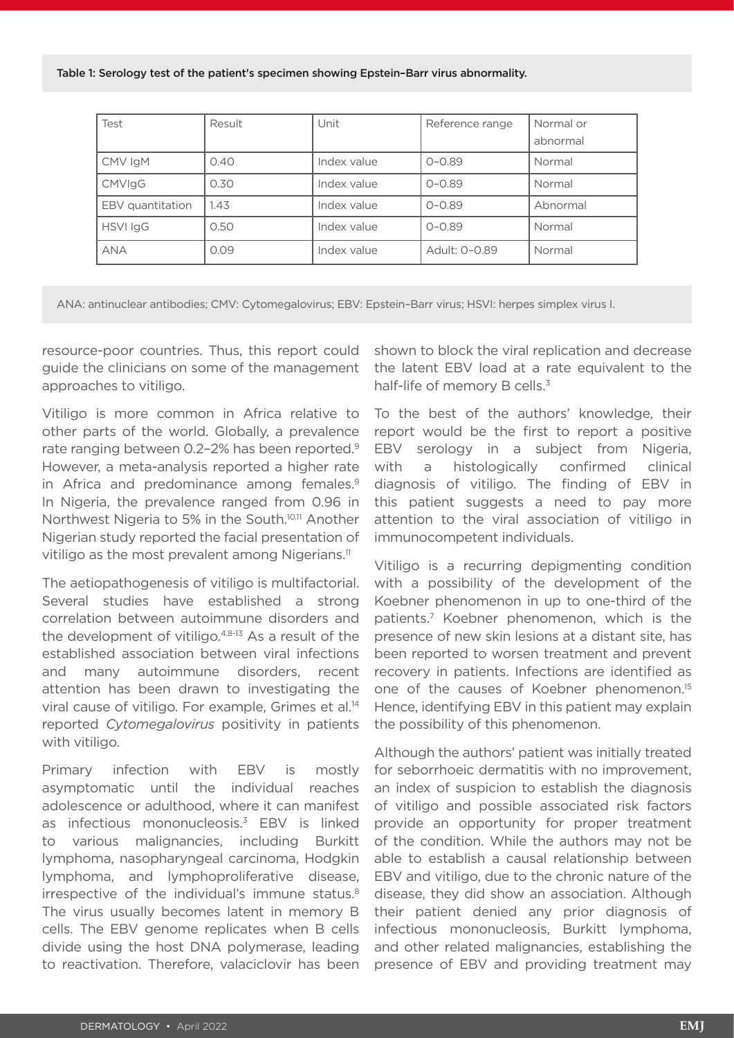Table 1: Serology test of the patient's specimen showing Epstein–Barr virus abnormality.

| Test | Result | Unit | Reference range | Normal or abnormal |
|---|---|---|---|---|
| CMV IgM | 0.40 | Index value | 0–0.89 | Normal |
| CMVIgG | 0.30 | Index value | 0–0.89 | Normal |
| EBV quantitation | 1.43 | Index value | 0–0.89 | Abnormal |
| HSVI IgG | 0.50 | Index value | 0–0.89 | Normal |
| ANA | 0.09 | Index value | Adult: 0–0.89 | Normal |

ANA: antinuclear antibodies; CMV: Cytomegalovirus; EBV: Epstein–Barr virus; HSVI: herpes simplex virus I.

resource-poor countries. Thus, this report could guide the clinicians on some of the management approaches to vitiligo.

Vitiligo is more common in Africa relative to other parts of the world. Globally, a prevalence rate ranging between 0.2–2% has been reported.[9] However, a meta-analysis reported a higher rate in Africa and predominance among females.[9] In Nigeria, the prevalence ranged from 0.96 in Northwest Nigeria to 5% in the South.[10,11] Another Nigerian study reported the facial presentation of vitiligo as the most prevalent among Nigerians.[11]

The aetiopathogenesis of vitiligo is multifactorial. Several studies have established a strong correlation between autoimmune disorders and the development of vitiligo.[4,8-13] As a result of the established association between viral infections and many autoimmune disorders, recent attention has been drawn to investigating the viral cause of vitiligo. For example, Grimes et al.[14] reported *Cytomegalovirus* positivity in patients with vitiligo.

Primary infection with EBV is mostly asymptomatic until the individual reaches adolescence or adulthood, where it can manifest as infectious mononucleosis.[3] EBV is linked to various malignancies, including Burkitt lymphoma, nasopharyngeal carcinoma, Hodgkin lymphoma, and lymphoproliferative disease, irrespective of the individual's immune status.[8] The virus usually becomes latent in memory B cells. The EBV genome replicates when B cells divide using the host DNA polymerase, leading to reactivation. Therefore, valaciclovir has been shown to block the viral replication and decrease the latent EBV load at a rate equivalent to the half-life of memory B cells.[3]

To the best of the authors' knowledge, their report would be the first to report a positive EBV serology in a subject from Nigeria, with a histologically confirmed clinical diagnosis of vitiligo. The finding of EBV in this patient suggests a need to pay more attention to the viral association of vitiligo in immunocompetent individuals.

Vitiligo is a recurring depigmenting condition with a possibility of the development of the Koebner phenomenon in up to one-third of the patients.[7] Koebner phenomenon, which is the presence of new skin lesions at a distant site, has been reported to worsen treatment and prevent recovery in patients. Infections are identified as one of the causes of Koebner phenomenon.[15] Hence, identifying EBV in this patient may explain the possibility of this phenomenon.

Although the authors' patient was initially treated for seborrhoeic dermatitis with no improvement, an index of suspicion to establish the diagnosis of vitiligo and possible associated risk factors provide an opportunity for proper treatment of the condition. While the authors may not be able to establish a causal relationship between EBV and vitiligo, due to the chronic nature of the disease, they did show an association. Although their patient denied any prior diagnosis of infectious mononucleosis, Burkitt lymphoma, and other related malignancies, establishing the presence of EBV and providing treatment may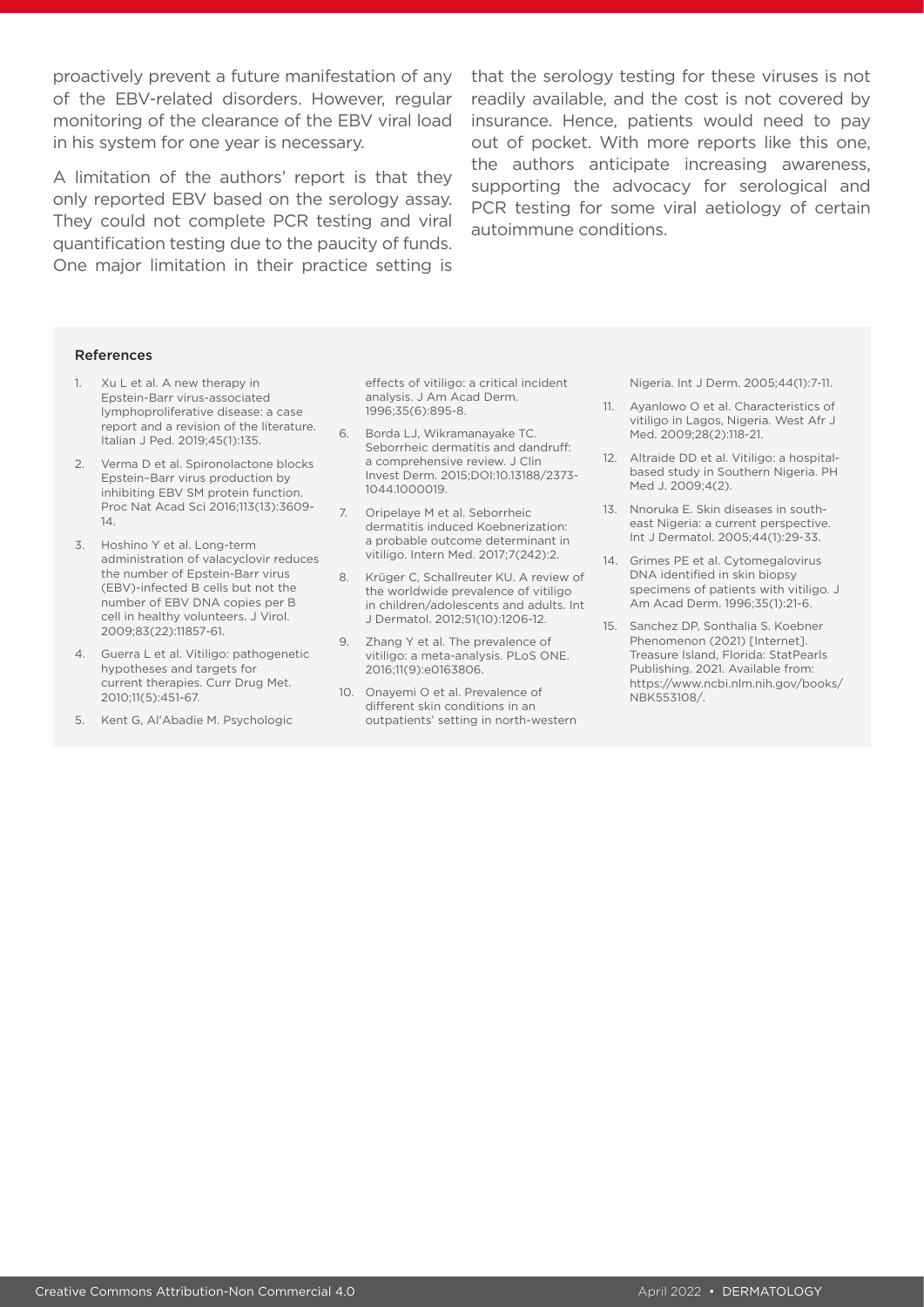proactively prevent a future manifestation of any of the EBV-related disorders. However, regular monitoring of the clearance of the EBV viral load in his system for one year is necessary.

A limitation of the authors' report is that they only reported EBV based on the serology assay. They could not complete PCR testing and viral quantification testing due to the paucity of funds. One major limitation in their practice setting is that the serology testing for these viruses is not readily available, and the cost is not covered by insurance. Hence, patients would need to pay out of pocket. With more reports like this one, the authors anticipate increasing awareness, supporting the advocacy for serological and PCR testing for some viral aetiology of certain autoimmune conditions.

#### References

1. Xu L et al. A new therapy in Epstein-Barr virus-associated lymphoproliferative disease: a case report and a revision of the literature. Italian J Ped. 2019;45(1):135.
2. Verma D et al. Spironolactone blocks Epstein–Barr virus production by inhibiting EBV SM protein function. Proc Nat Acad Sci 2016;113(13):3609-14.
3. Hoshino Y et al. Long-term administration of valacyclovir reduces the number of Epstein-Barr virus (EBV)-infected B cells but not the number of EBV DNA copies per B cell in healthy volunteers. J Virol. 2009;83(22):11857-61.
4. Guerra L et al. Vitiligo: pathogenetic hypotheses and targets for current therapies. Curr Drug Met. 2010;11(5):451-67.
5. Kent G, Al'Abadie M. Psychologic effects of vitiligo: a critical incident analysis. J Am Acad Derm. 1996;35(6):895-8.
6. Borda LJ, Wikramanayake TC. Seborrheic dermatitis and dandruff: a comprehensive review. J Clin Invest Derm. 2015;DOI:10.13188/2373-1044.1000019.
7. Oripelaye M et al. Seborrheic dermatitis induced Koebnerization: a probable outcome determinant in vitiligo. Intern Med. 2017;7(242):2.
8. Krüger C, Schallreuter KU. A review of the worldwide prevalence of vitiligo in children/adolescents and adults. Int J Dermatol. 2012;51(10):1206-12.
9. Zhang Y et al. The prevalence of vitiligo: a meta-analysis. PLoS ONE. 2016;11(9):e0163806.
10. Onayemi O et al. Prevalence of different skin conditions in an outpatients' setting in north-western Nigeria. Int J Derm. 2005;44(1):7-11.
11. Ayanlowo O et al. Characteristics of vitiligo in Lagos, Nigeria. West Afr J Med. 2009;28(2):118-21.
12. Altraide DD et al. Vitiligo: a hospital-based study in Southern Nigeria. PH Med J. 2009;4(2).
13. Nnoruka E. Skin diseases in south-east Nigeria: a current perspective. Int J Dermatol. 2005;44(1):29-33.
14. Grimes PE et al. Cytomegalovirus DNA identified in skin biopsy specimens of patients with vitiligo. J Am Acad Derm. 1996;35(1):21-6.
15. Sanchez DP, Sonthalia S. Koebner Phenomenon (2021) [Internet]. Treasure Island, Florida: StatPearls Publishing. 2021. Available from: https://www.ncbi.nlm.nih.gov/books/NBK553108/.